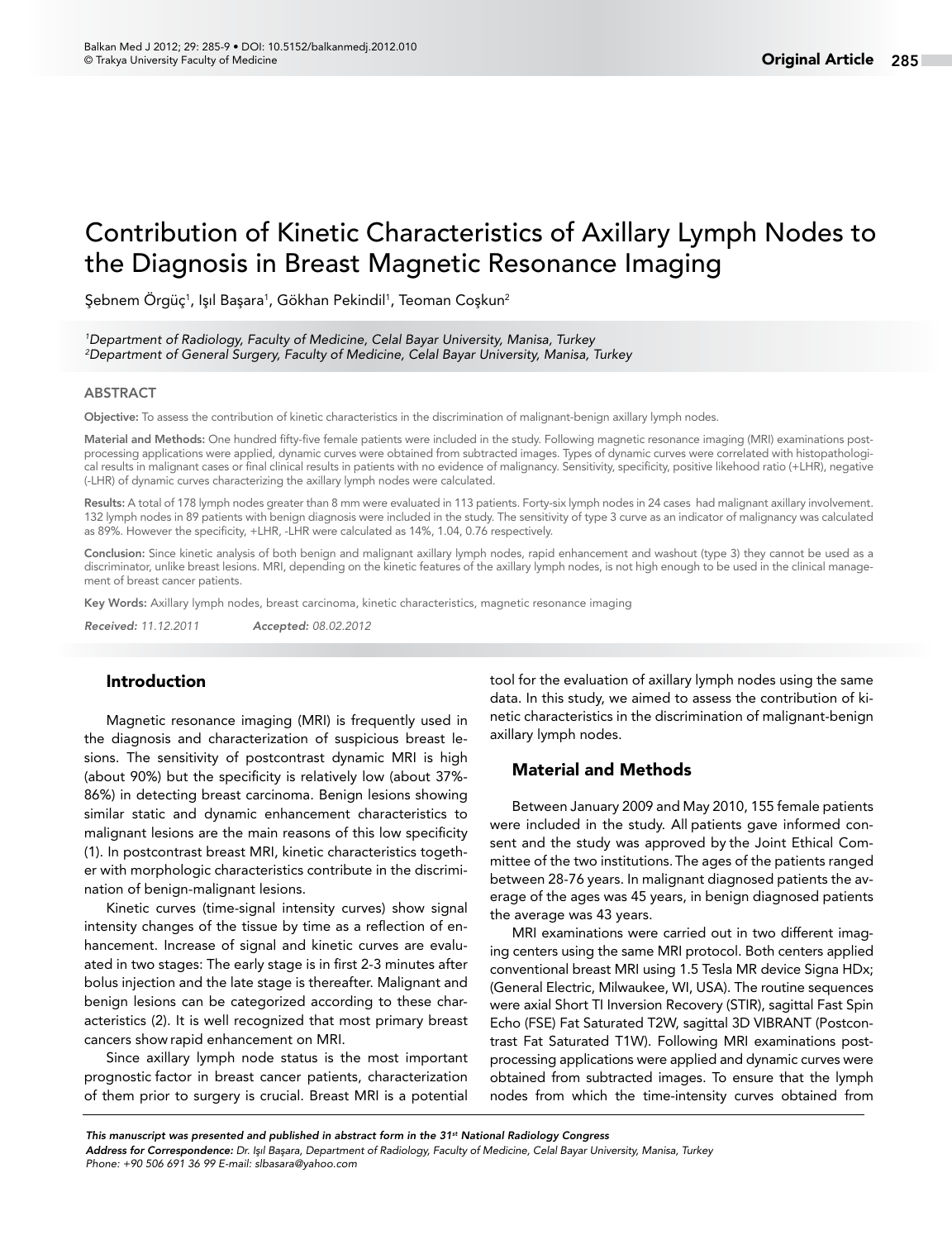# Contribution of Kinetic Characteristics of Axillary Lymph Nodes to the Diagnosis in Breast Magnetic Resonance Imaging

Şebnem Örgüç[1], Işıl Başara[1], Gökhan Pekindil[1], Teoman Coşkun[2]

*[1]Department of Radiology, Faculty of Medicine, Celal Bayar University, Manisa, Turkey*
*[2]Department of General Surgery, Faculty of Medicine, Celal Bayar University, Manisa, Turkey*

## ABSTRACT

**Objective:** To assess the contribution of kinetic characteristics in the discrimination of malignant-benign axillary lymph nodes.

**Material and Methods:** One hundred fifty-five female patients were included in the study. Following magnetic resonance imaging (MRI) examinations post-processing applications were applied, dynamic curves were obtained from subtracted images. Types of dynamic curves were correlated with histopathological results in malignant cases or final clinical results in patients with no evidence of malignancy. Sensitivity, specificity, positive likehood ratio (+LHR), negative (-LHR) of dynamic curves characterizing the axillary lymph nodes were calculated.

**Results:** A total of 178 lymph nodes greater than 8 mm were evaluated in 113 patients. Forty-six lymph nodes in 24 cases had malignant axillary involvement. 132 lymph nodes in 89 patients with benign diagnosis were included in the study. The sensitivity of type 3 curve as an indicator of malignancy was calculated as 89%. However the specificity, +LHR, -LHR were calculated as 14%, 1.04, 0.76 respectively.

**Conclusion:** Since kinetic analysis of both benign and malignant axillary lymph nodes, rapid enhancement and washout (type 3) they cannot be used as a discriminator, unlike breast lesions. MRI, depending on the kinetic features of the axillary lymph nodes, is not high enough to be used in the clinical management of breast cancer patients.

**Key Words:** Axillary lymph nodes, breast carcinoma, kinetic characteristics, magnetic resonance imaging

***Received:*** *11.12.2011* ***Accepted:*** *08.02.2012*

## Introduction

Magnetic resonance imaging (MRI) is frequently used in the diagnosis and characterization of suspicious breast lesions. The sensitivity of postcontrast dynamic MRI is high (about 90%) but the specificity is relatively low (about 37%-86%) in detecting breast carcinoma. Benign lesions showing similar static and dynamic enhancement characteristics to malignant lesions are the main reasons of this low specificity (1). In postcontrast breast MRI, kinetic characteristics together with morphologic characteristics contribute in the discrimination of benign-malignant lesions.

Kinetic curves (time-signal intensity curves) show signal intensity changes of the tissue by time as a reflection of enhancement. Increase of signal and kinetic curves are evaluated in two stages: The early stage is in first 2-3 minutes after bolus injection and the late stage is thereafter. Malignant and benign lesions can be categorized according to these characteristics (2). It is well recognized that most primary breast cancers show rapid enhancement on MRI.

Since axillary lymph node status is the most important prognostic factor in breast cancer patients, characterization of them prior to surgery is crucial. Breast MRI is a potential tool for the evaluation of axillary lymph nodes using the same data. In this study, we aimed to assess the contribution of kinetic characteristics in the discrimination of malignant-benign axillary lymph nodes.

## Material and Methods

Between January 2009 and May 2010, 155 female patients were included in the study. All patients gave informed consent and the study was approved by the Joint Ethical Committee of the two institutions. The ages of the patients ranged between 28-76 years. In malignant diagnosed patients the average of the ages was 45 years, in benign diagnosed patients the average was 43 years.

MRI examinations were carried out in two different imaging centers using the same MRI protocol. Both centers applied conventional breast MRI using 1.5 Tesla MR device Signa HDx; (General Electric, Milwaukee, WI, USA). The routine sequences were axial Short TI Inversion Recovery (STIR), sagittal Fast Spin Echo (FSE) Fat Saturated T2W, sagittal 3D VIBRANT (Postcontrast Fat Saturated T1W). Following MRI examinations post-processing applications were applied and dynamic curves were obtained from subtracted images. To ensure that the lymph nodes from which the time-intensity curves obtained from

*This manuscript was presented and published in abstract form in the 31st National Radiology Congress*
***Address for Correspondence:*** *Dr. Işıl Başara, Department of Radiology, Faculty of Medicine, Celal Bayar University, Manisa, Turkey*
*Phone: +90 506 691 36 99 E-mail: slbasara@yahoo.com*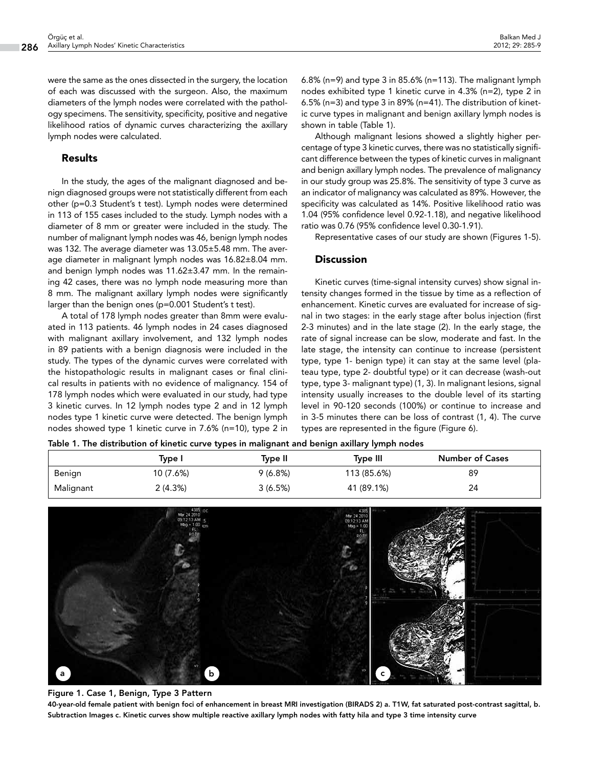were the same as the ones dissected in the surgery, the location of each was discussed with the surgeon. Also, the maximum diameters of the lymph nodes were correlated with the pathology specimens. The sensitivity, specificity, positive and negative likelihood ratios of dynamic curves characterizing the axillary lymph nodes were calculated.

## Results

In the study, the ages of the malignant diagnosed and benign diagnosed groups were not statistically different from each other (p=0.3 Student's t test). Lymph nodes were determined in 113 of 155 cases included to the study. Lymph nodes with a diameter of 8 mm or greater were included in the study. The number of malignant lymph nodes was 46, benign lymph nodes was 132. The average diameter was 13.05±5.48 mm. The average diameter in malignant lymph nodes was 16.82±8.04 mm. and benign lymph nodes was 11.62±3.47 mm. In the remaining 42 cases, there was no lymph node measuring more than 8 mm. The malignant axillary lymph nodes were significantly larger than the benign ones (p=0.001 Student's t test).

A total of 178 lymph nodes greater than 8mm were evaluated in 113 patients. 46 lymph nodes in 24 cases diagnosed with malignant axillary involvement, and 132 lymph nodes in 89 patients with a benign diagnosis were included in the study. The types of the dynamic curves were correlated with the histopathologic results in malignant cases or final clinical results in patients with no evidence of malignancy. 154 of 178 lymph nodes which were evaluated in our study, had type 3 kinetic curves. In 12 lymph nodes type 2 and in 12 lymph nodes type 1 kinetic curve were detected. The benign lymph nodes showed type 1 kinetic curve in 7.6% (n=10), type 2 in 6.8% (n=9) and type 3 in 85.6% (n=113). The malignant lymph nodes exhibited type 1 kinetic curve in 4.3% (n=2), type 2 in 6.5% (n=3) and type 3 in 89% (n=41). The distribution of kinetic curve types in malignant and benign axillary lymph nodes is shown in table (Table 1).

Although malignant lesions showed a slightly higher percentage of type 3 kinetic curves, there was no statistically significant difference between the types of kinetic curves in malignant and benign axillary lymph nodes. The prevalence of malignancy in our study group was 25.8%. The sensitivity of type 3 curve as an indicator of malignancy was calculated as 89%. However, the specificity was calculated as 14%. Positive likelihood ratio was 1.04 (95% confidence level 0.92-1.18), and negative likelihood ratio was 0.76 (95% confidence level 0.30-1.91).

Representative cases of our study are shown (Figures 1-5).

## Discussion

Kinetic curves (time-signal intensity curves) show signal intensity changes formed in the tissue by time as a reflection of enhancement. Kinetic curves are evaluated for increase of signal in two stages: in the early stage after bolus injection (first 2-3 minutes) and in the late stage (2). In the early stage, the rate of signal increase can be slow, moderate and fast. In the late stage, the intensity can continue to increase (persistent type, type 1- benign type) it can stay at the same level (plateau type, type 2- doubtful type) or it can decrease (wash-out type, type 3- malignant type) (1, 3). In malignant lesions, signal intensity usually increases to the double level of its starting level in 90-120 seconds (100%) or continue to increase and in 3-5 minutes there can be loss of contrast (1, 4). The curve types are represented in the figure (Figure 6).

**Table 1. The distribution of kinetic curve types in malignant and benign axillary lymph nodes**

| | Type I | Type II | Type III | Number of Cases |
|---|---|---|---|---|
| Benign | 10 (7.6%) | 9 (6.8%) | 113 (85.6%) | 89 |
| Malignant | 2 (4.3%) | 3 (6.5%) | 41 (89.1%) | 24 |

**Figure 1. Case 1, Benign, Type 3 Pattern**

**40-year-old female patient with benign foci of enhancement in breast MRI investigation (BIRADS 2) a. T1W, fat saturated post-contrast sagittal, b. Subtraction Images c. Kinetic curves show multiple reactive axillary lymph nodes with fatty hila and type 3 time intensity curve**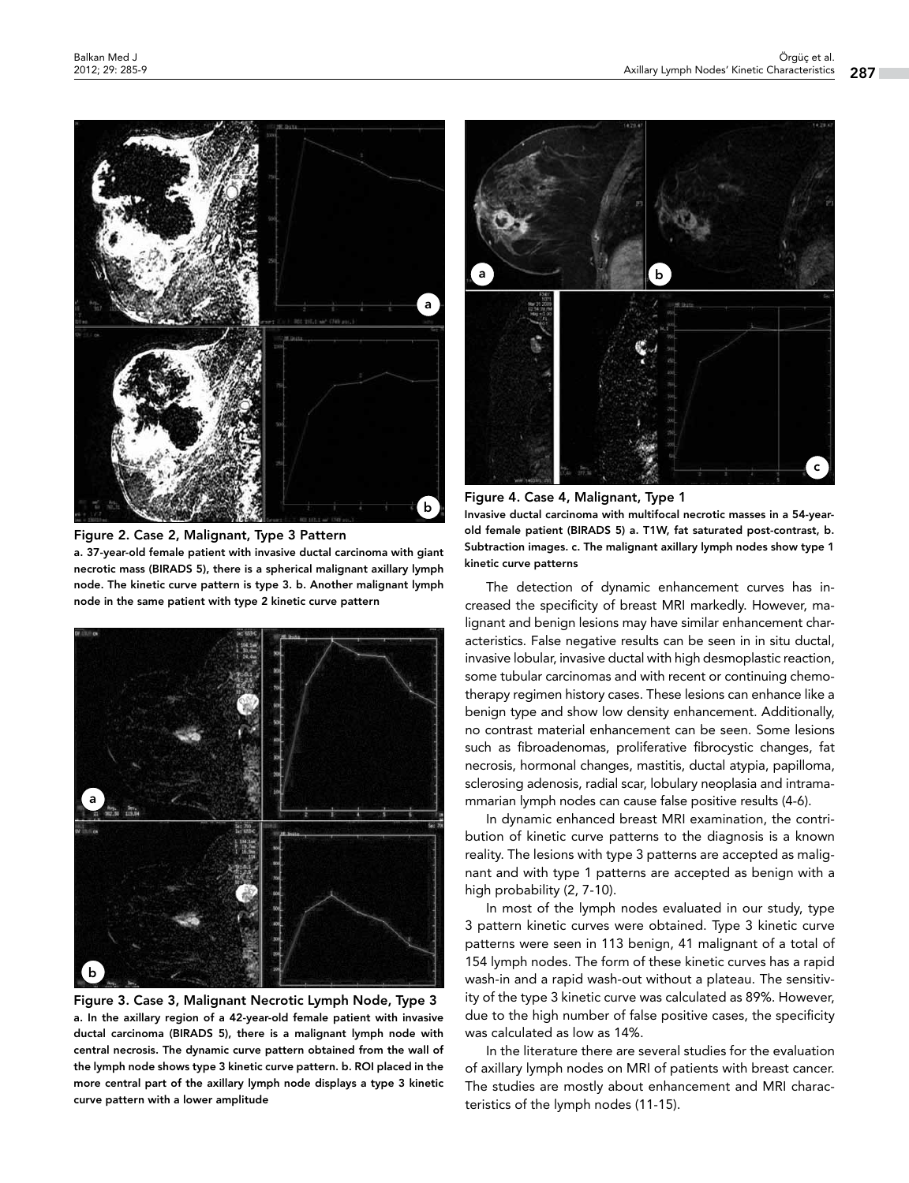Figure 2. Case 2, Malignant, Type 3 Pattern

**a. 37-year-old female patient with invasive ductal carcinoma with giant necrotic mass (BIRADS 5), there is a spherical malignant axillary lymph node. The kinetic curve pattern is type 3. b. Another malignant lymph node in the same patient with type 2 kinetic curve pattern**

Figure 3. Case 3, Malignant Necrotic Lymph Node, Type 3

**a. In the axillary region of a 42-year-old female patient with invasive ductal carcinoma (BIRADS 5), there is a malignant lymph node with central necrosis. The dynamic curve pattern obtained from the wall of the lymph node shows type 3 kinetic curve pattern. b. ROI placed in the more central part of the axillary lymph node displays a type 3 kinetic curve pattern with a lower amplitude**

Figure 4. Case 4, Malignant, Type 1

**Invasive ductal carcinoma with multifocal necrotic masses in a 54-year-old female patient (BIRADS 5) a. T1W, fat saturated post-contrast, b. Subtraction images. c. The malignant axillary lymph nodes show type 1 kinetic curve patterns**

The detection of dynamic enhancement curves has increased the specificity of breast MRI markedly. However, malignant and benign lesions may have similar enhancement characteristics. False negative results can be seen in in situ ductal, invasive lobular, invasive ductal with high desmoplastic reaction, some tubular carcinomas and with recent or continuing chemotherapy regimen history cases. These lesions can enhance like a benign type and show low density enhancement. Additionally, no contrast material enhancement can be seen. Some lesions such as fibroadenomas, proliferative fibrocystic changes, fat necrosis, hormonal changes, mastitis, ductal atypia, papilloma, sclerosing adenosis, radial scar, lobulary neoplasia and intramammarian lymph nodes can cause false positive results (4-6).

In dynamic enhanced breast MRI examination, the contribution of kinetic curve patterns to the diagnosis is a known reality. The lesions with type 3 patterns are accepted as malignant and with type 1 patterns are accepted as benign with a high probability (2, 7-10).

In most of the lymph nodes evaluated in our study, type 3 pattern kinetic curves were obtained. Type 3 kinetic curve patterns were seen in 113 benign, 41 malignant of a total of 154 lymph nodes. The form of these kinetic curves has a rapid wash-in and a rapid wash-out without a plateau. The sensitivity of the type 3 kinetic curve was calculated as 89%. However, due to the high number of false positive cases, the specificity was calculated as low as 14%.

In the literature there are several studies for the evaluation of axillary lymph nodes on MRI of patients with breast cancer. The studies are mostly about enhancement and MRI characteristics of the lymph nodes (11-15).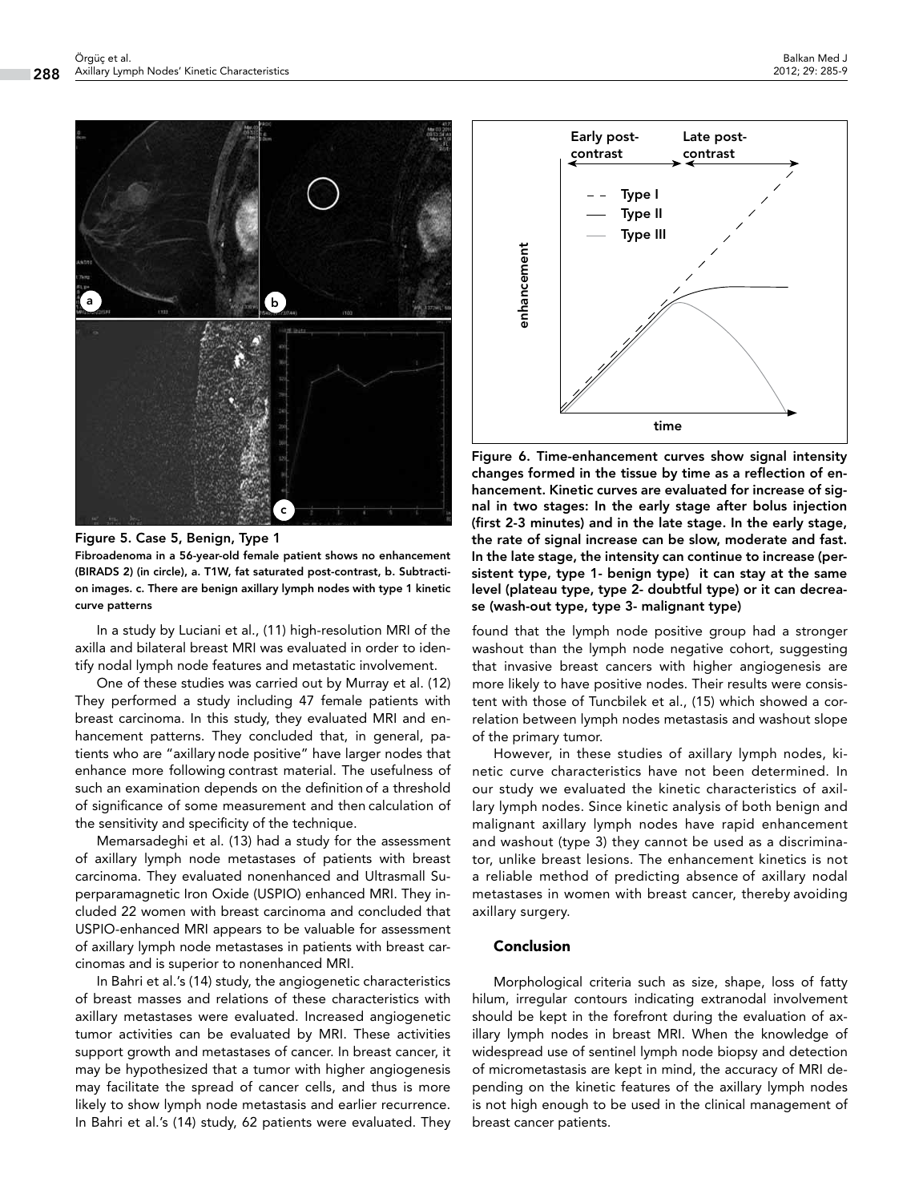**Figure 5. Case 5, Benign, Type 1**

**Fibroadenoma in a 56-year-old female patient shows no enhancement (BIRADS 2) (in circle), a. T1W, fat saturated post-contrast, b. Subtraction images. c. There are benign axillary lymph nodes with type 1 kinetic curve patterns**

In a study by Luciani et al., (11) high-resolution MRI of the axilla and bilateral breast MRI was evaluated in order to identify nodal lymph node features and metastatic involvement.

One of these studies was carried out by Murray et al. (12) They performed a study including 47 female patients with breast carcinoma. In this study, they evaluated MRI and enhancement patterns. They concluded that, in general, patients who are "axillary node positive" have larger nodes that enhance more following contrast material. The usefulness of such an examination depends on the definition of a threshold of significance of some measurement and then calculation of the sensitivity and specificity of the technique.

Memarsadeghi et al. (13) had a study for the assessment of axillary lymph node metastases of patients with breast carcinoma. They evaluated nonenhanced and Ultrasmall Superparamagnetic Iron Oxide (USPIO) enhanced MRI. They included 22 women with breast carcinoma and concluded that USPIO-enhanced MRI appears to be valuable for assessment of axillary lymph node metastases in patients with breast carcinomas and is superior to nonenhanced MRI.

In Bahri et al.'s (14) study, the angiogenetic characteristics of breast masses and relations of these characteristics with axillary metastases were evaluated. Increased angiogenetic tumor activities can be evaluated by MRI. These activities support growth and metastases of cancer. In breast cancer, it may be hypothesized that a tumor with higher angiogenesis may facilitate the spread of cancer cells, and thus is more likely to show lymph node metastasis and earlier recurrence. In Bahri et al.'s (14) study, 62 patients were evaluated. They found that the lymph node positive group had a stronger washout than the lymph node negative cohort, suggesting that invasive breast cancers with higher angiogenesis are more likely to have positive nodes. Their results were consistent with those of Tuncbilek et al., (15) which showed a correlation between lymph nodes metastasis and washout slope of the primary tumor.

**Figure 6. Time-enhancement curves show signal intensity changes formed in the tissue by time as a reflection of enhancement. Kinetic curves are evaluated for increase of signal in two stages: In the early stage after bolus injection (first 2-3 minutes) and in the late stage. In the early stage, the rate of signal increase can be slow, moderate and fast. In the late stage, the intensity can continue to increase (persistent type, type 1- benign type) it can stay at the same level (plateau type, type 2- doubtful type) or it can decrease (wash-out type, type 3- malignant type)**

However, in these studies of axillary lymph nodes, kinetic curve characteristics have not been determined. In our study we evaluated the kinetic characteristics of axillary lymph nodes. Since kinetic analysis of both benign and malignant axillary lymph nodes have rapid enhancement and washout (type 3) they cannot be used as a discriminator, unlike breast lesions. The enhancement kinetics is not a reliable method of predicting absence of axillary nodal metastases in women with breast cancer, thereby avoiding axillary surgery.

## Conclusion

Morphological criteria such as size, shape, loss of fatty hilum, irregular contours indicating extranodal involvement should be kept in the forefront during the evaluation of axillary lymph nodes in breast MRI. When the knowledge of widespread use of sentinel lymph node biopsy and detection of micrometastasis are kept in mind, the accuracy of MRI depending on the kinetic features of the axillary lymph nodes is not high enough to be used in the clinical management of breast cancer patients.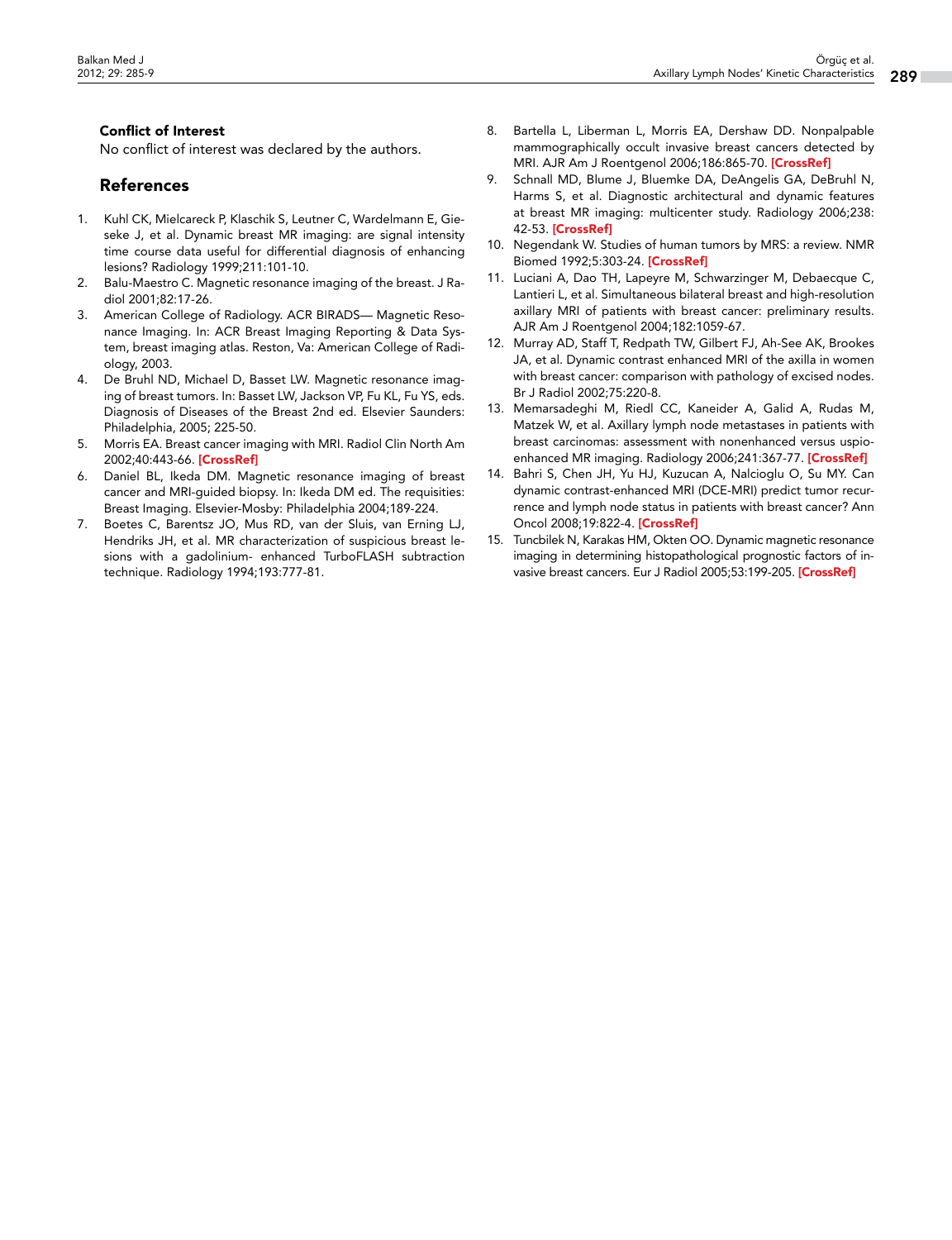### Conflict of Interest

No conflict of interest was declared by the authors.

## References

1. Kuhl CK, Mielcareck P, Klaschik S, Leutner C, Wardelmann E, Gieseke J, et al. Dynamic breast MR imaging: are signal intensity time course data useful for differential diagnosis of enhancing lesions? Radiology 1999;211:101-10.
2. Balu-Maestro C. Magnetic resonance imaging of the breast. J Radiol 2001;82:17-26.
3. American College of Radiology. ACR BIRADS— Magnetic Resonance Imaging. In: ACR Breast Imaging Reporting & Data System, breast imaging atlas. Reston, Va: American College of Radiology, 2003.
4. De Bruhl ND, Michael D, Basset LW. Magnetic resonance imaging of breast tumors. In: Basset LW, Jackson VP, Fu KL, Fu YS, eds. Diagnosis of Diseases of the Breast 2nd ed. Elsevier Saunders: Philadelphia, 2005; 225-50.
5. Morris EA. Breast cancer imaging with MRI. Radiol Clin North Am 2002;40:443-66. [CrossRef]
6. Daniel BL, Ikeda DM. Magnetic resonance imaging of breast cancer and MRI-guided biopsy. In: Ikeda DM ed. The requisities: Breast Imaging. Elsevier-Mosby: Philadelphia 2004;189-224.
7. Boetes C, Barentsz JO, Mus RD, van der Sluis, van Erning LJ, Hendriks JH, et al. MR characterization of suspicious breast lesions with a gadolinium- enhanced TurboFLASH subtraction technique. Radiology 1994;193:777-81.
8. Bartella L, Liberman L, Morris EA, Dershaw DD. Nonpalpable mammographically occult invasive breast cancers detected by MRI. AJR Am J Roentgenol 2006;186:865-70. [CrossRef]
9. Schnall MD, Blume J, Bluemke DA, DeAngelis GA, DeBruhl N, Harms S, et al. Diagnostic architectural and dynamic features at breast MR imaging: multicenter study. Radiology 2006;238: 42-53. [CrossRef]
10. Negendank W. Studies of human tumors by MRS: a review. NMR Biomed 1992;5:303-24. [CrossRef]
11. Luciani A, Dao TH, Lapeyre M, Schwarzinger M, Debaecque C, Lantieri L, et al. Simultaneous bilateral breast and high-resolution axillary MRI of patients with breast cancer: preliminary results. AJR Am J Roentgenol 2004;182:1059-67.
12. Murray AD, Staff T, Redpath TW, Gilbert FJ, Ah-See AK, Brookes JA, et al. Dynamic contrast enhanced MRI of the axilla in women with breast cancer: comparison with pathology of excised nodes. Br J Radiol 2002;75:220-8.
13. Memarsadeghi M, Riedl CC, Kaneider A, Galid A, Rudas M, Matzek W, et al. Axillary lymph node metastases in patients with breast carcinomas: assessment with nonenhanced versus uspio-enhanced MR imaging. Radiology 2006;241:367-77. [CrossRef]
14. Bahri S, Chen JH, Yu HJ, Kuzucan A, Nalcioglu O, Su MY. Can dynamic contrast-enhanced MRI (DCE-MRI) predict tumor recurrence and lymph node status in patients with breast cancer? Ann Oncol 2008;19:822-4. [CrossRef]
15. Tuncbilek N, Karakas HM, Okten OO. Dynamic magnetic resonance imaging in determining histopathological prognostic factors of invasive breast cancers. Eur J Radiol 2005;53:199-205. [CrossRef]